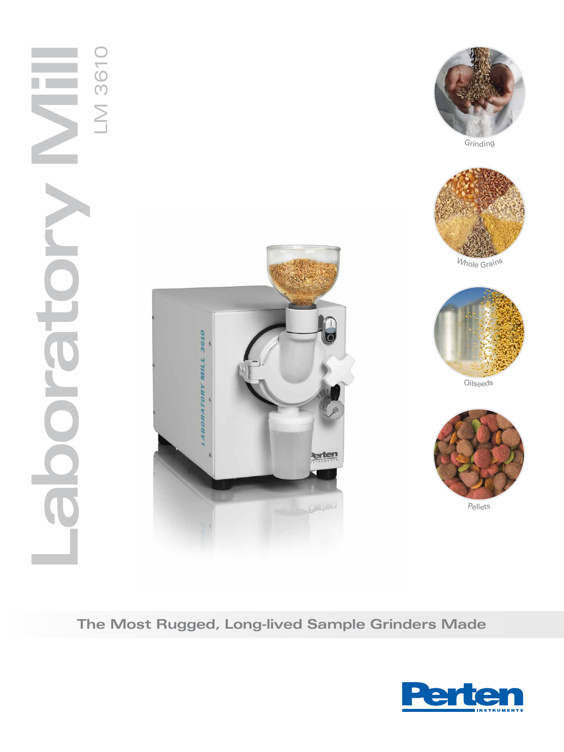# Laboratory Mill

## LM 3610

Grinding

Whole Grains

Oilseeds

Pellets

**The Most Rugged, Long-lived Sample Grinders Made**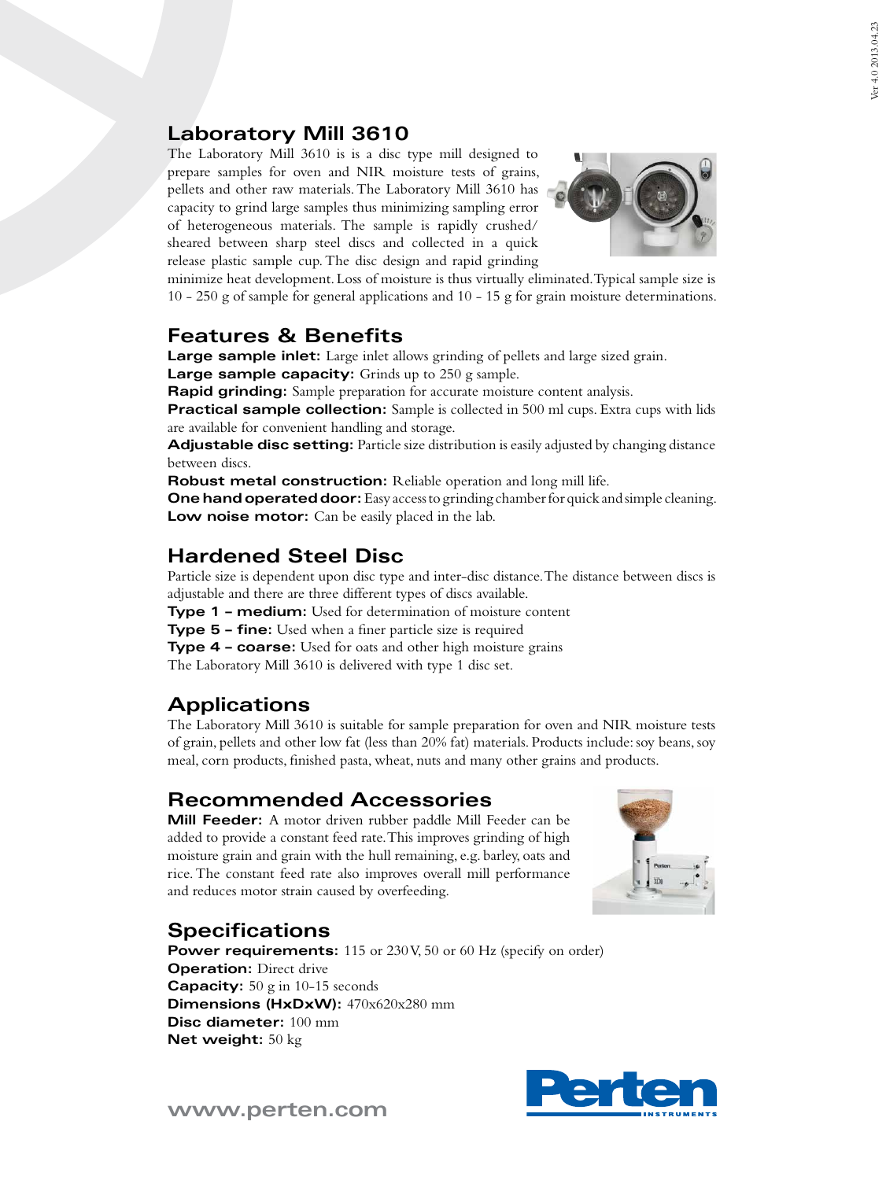## Laboratory Mill 3610

The Laboratory Mill 3610 is is a disc type mill designed to prepare samples for oven and NIR moisture tests of grains, pellets and other raw materials. The Laboratory Mill 3610 has capacity to grind large samples thus minimizing sampling error of heterogeneous materials. The sample is rapidly crushed/sheared between sharp steel discs and collected in a quick release plastic sample cup. The disc design and rapid grinding minimize heat development. Loss of moisture is thus virtually eliminated. Typical sample size is 10 - 250 g of sample for general applications and 10 - 15 g for grain moisture determinations.

## Features & Benefits

**Large sample inlet:** Large inlet allows grinding of pellets and large sized grain.
**Large sample capacity:** Grinds up to 250 g sample.
**Rapid grinding:** Sample preparation for accurate moisture content analysis.
**Practical sample collection:** Sample is collected in 500 ml cups. Extra cups with lids are available for convenient handling and storage.
**Adjustable disc setting:** Particle size distribution is easily adjusted by changing distance between discs.
**Robust metal construction:** Reliable operation and long mill life.
**One hand operated door:** Easy access to grinding chamber for quick and simple cleaning.
**Low noise motor:** Can be easily placed in the lab.

## Hardened Steel Disc

Particle size is dependent upon disc type and inter-disc distance. The distance between discs is adjustable and there are three different types of discs available.
**Type 1 – medium:** Used for determination of moisture content
**Type 5 – fine:** Used when a finer particle size is required
**Type 4 – coarse:** Used for oats and other high moisture grains
The Laboratory Mill 3610 is delivered with type 1 disc set.

## Applications

The Laboratory Mill 3610 is suitable for sample preparation for oven and NIR moisture tests of grain, pellets and other low fat (less than 20% fat) materials. Products include: soy beans, soy meal, corn products, finished pasta, wheat, nuts and many other grains and products.

## Recommended Accessories

**Mill Feeder:** A motor driven rubber paddle Mill Feeder can be added to provide a constant feed rate. This improves grinding of high moisture grain and grain with the hull remaining, e.g. barley, oats and rice. The constant feed rate also improves overall mill performance and reduces motor strain caused by overfeeding.

## Specifications

**Power requirements:** 115 or 230 V, 50 or 60 Hz (specify on order)
**Operation:** Direct drive
**Capacity:** 50 g in 10-15 seconds
**Dimensions (HxDxW):** 470x620x280 mm
**Disc diameter:** 100 mm
**Net weight:** 50 kg

www.perten.com